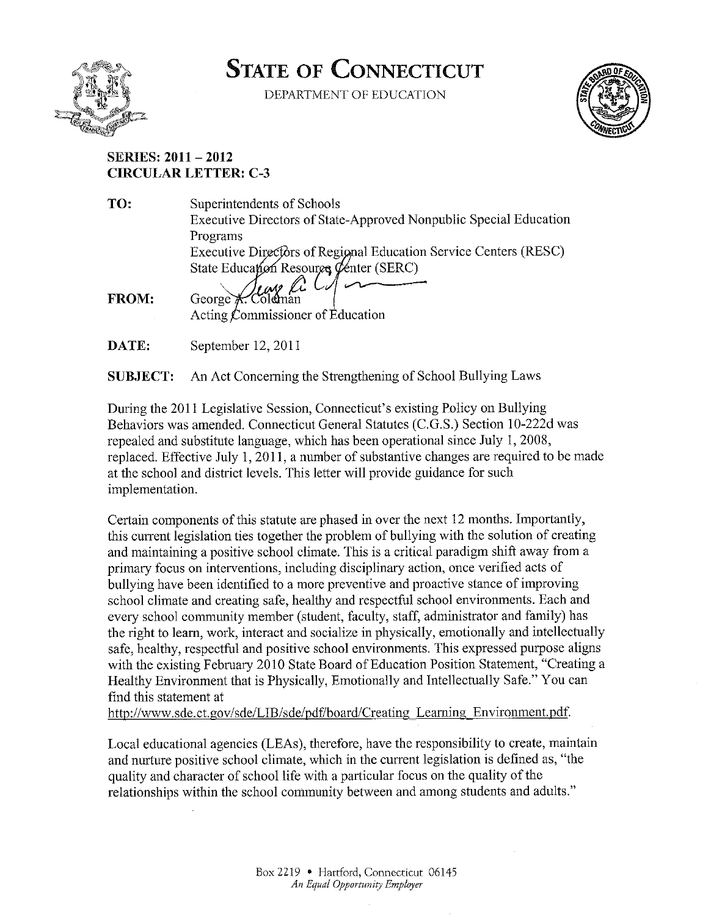# STATE OF CONNECTICUT

DEPARTMENT OF EDUCATION

**SERIES: 2011 – 2012**
**CIRCULAR LETTER: C-3**

**TO:** Superintendents of Schools
Executive Directors of State-Approved Nonpublic Special Education Programs
Executive Directors of Regional Education Service Centers (RESC)
State Education Resource Center (SERC)

**FROM:** George A. Coleman
Acting Commissioner of Education

**DATE:** September 12, 2011

**SUBJECT:** An Act Concerning the Strengthening of School Bullying Laws

During the 2011 Legislative Session, Connecticut's existing Policy on Bullying Behaviors was amended. Connecticut General Statutes (C.G.S.) Section 10-222d was repealed and substitute language, which has been operational since July 1, 2008, replaced. Effective July 1, 2011, a number of substantive changes are required to be made at the school and district levels. This letter will provide guidance for such implementation.

Certain components of this statute are phased in over the next 12 months. Importantly, this current legislation ties together the problem of bullying with the solution of creating and maintaining a positive school climate. This is a critical paradigm shift away from a primary focus on interventions, including disciplinary action, once verified acts of bullying have been identified to a more preventive and proactive stance of improving school climate and creating safe, healthy and respectful school environments. Each and every school community member (student, faculty, staff, administrator and family) has the right to learn, work, interact and socialize in physically, emotionally and intellectually safe, healthy, respectful and positive school environments. This expressed purpose aligns with the existing February 2010 State Board of Education Position Statement, "Creating a Healthy Environment that is Physically, Emotionally and Intellectually Safe." You can find this statement at
http://www.sde.ct.gov/sde/LIB/sde/pdf/board/Creating_Learning_Environment.pdf.

Local educational agencies (LEAs), therefore, have the responsibility to create, maintain and nurture positive school climate, which in the current legislation is defined as, "the quality and character of school life with a particular focus on the quality of the relationships within the school community between and among students and adults."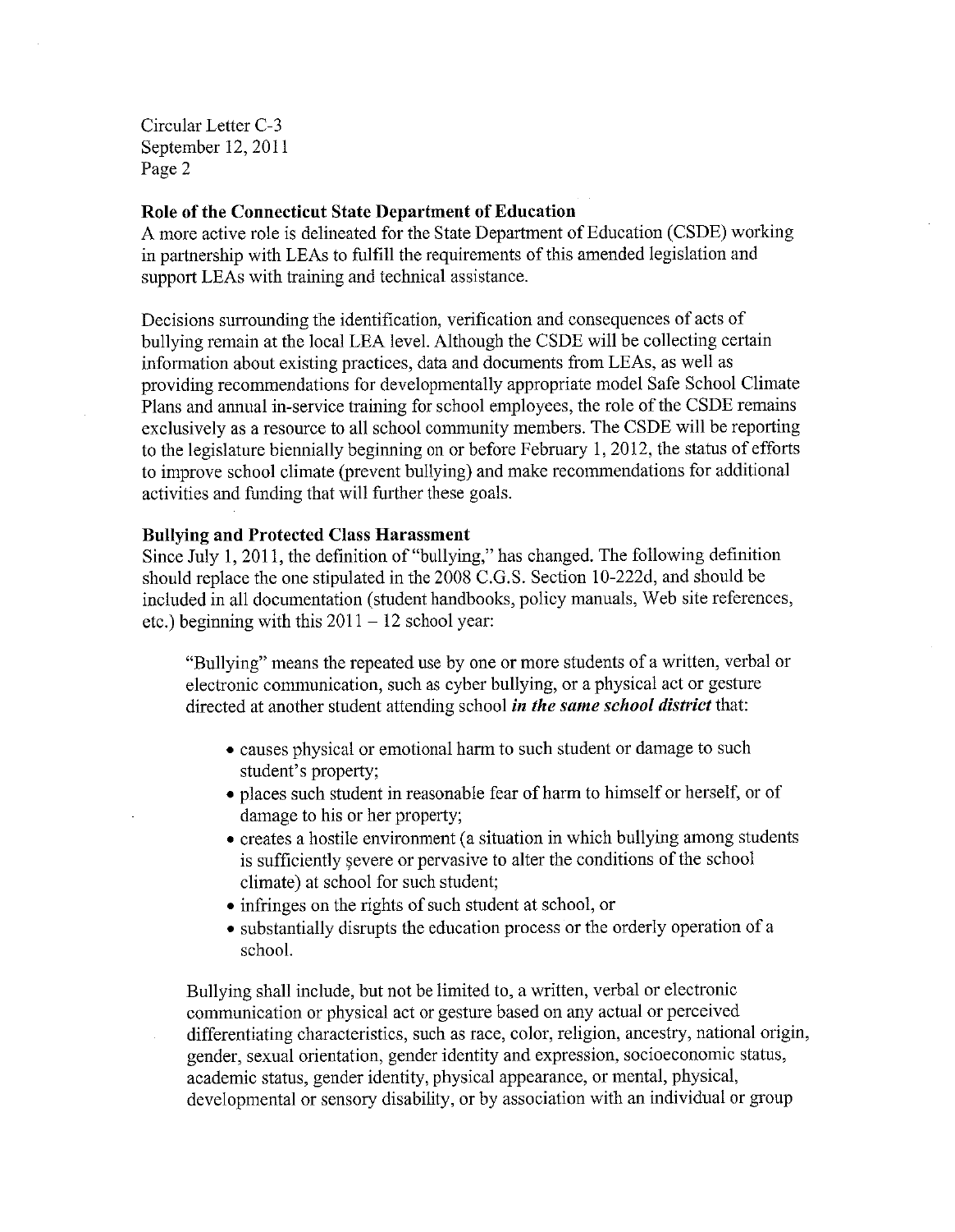**Role of the Connecticut State Department of Education**

A more active role is delineated for the State Department of Education (CSDE) working in partnership with LEAs to fulfill the requirements of this amended legislation and support LEAs with training and technical assistance.

Decisions surrounding the identification, verification and consequences of acts of bullying remain at the local LEA level. Although the CSDE will be collecting certain information about existing practices, data and documents from LEAs, as well as providing recommendations for developmentally appropriate model Safe School Climate Plans and annual in-service training for school employees, the role of the CSDE remains exclusively as a resource to all school community members. The CSDE will be reporting to the legislature biennially beginning on or before February 1, 2012, the status of efforts to improve school climate (prevent bullying) and make recommendations for additional activities and funding that will further these goals.

**Bullying and Protected Class Harassment**

Since July 1, 2011, the definition of "bullying," has changed. The following definition should replace the one stipulated in the 2008 C.G.S. Section 10-222d, and should be included in all documentation (student handbooks, policy manuals, Web site references, etc.) beginning with this 2011 – 12 school year:

> "Bullying" means the repeated use by one or more students of a written, verbal or electronic communication, such as cyber bullying, or a physical act or gesture directed at another student attending school ***in the same school district*** that:
>
> - causes physical or emotional harm to such student or damage to such student's property;
> - places such student in reasonable fear of harm to himself or herself, or of damage to his or her property;
> - creates a hostile environment (a situation in which bullying among students is sufficiently severe or pervasive to alter the conditions of the school climate) at school for such student;
> - infringes on the rights of such student at school, or
> - substantially disrupts the education process or the orderly operation of a school.
>
> Bullying shall include, but not be limited to, a written, verbal or electronic communication or physical act or gesture based on any actual or perceived differentiating characteristics, such as race, color, religion, ancestry, national origin, gender, sexual orientation, gender identity and expression, socioeconomic status, academic status, gender identity, physical appearance, or mental, physical, developmental or sensory disability, or by association with an individual or group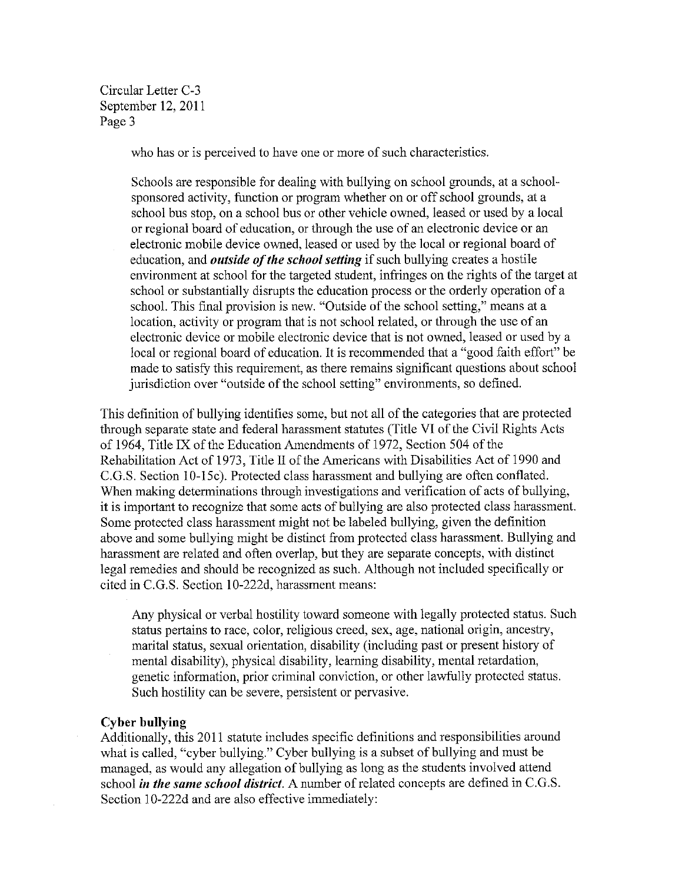who has or is perceived to have one or more of such characteristics.

Schools are responsible for dealing with bullying on school grounds, at a school-sponsored activity, function or program whether on or off school grounds, at a school bus stop, on a school bus or other vehicle owned, leased or used by a local or regional board of education, or through the use of an electronic device or an electronic mobile device owned, leased or used by the local or regional board of education, and ***outside of the school setting*** if such bullying creates a hostile environment at school for the targeted student, infringes on the rights of the target at school or substantially disrupts the education process or the orderly operation of a school. This final provision is new. "Outside of the school setting," means at a location, activity or program that is not school related, or through the use of an electronic device or mobile electronic device that is not owned, leased or used by a local or regional board of education. It is recommended that a "good faith effort" be made to satisfy this requirement, as there remains significant questions about school jurisdiction over "outside of the school setting" environments, so defined.

This definition of bullying identifies some, but not all of the categories that are protected through separate state and federal harassment statutes (Title VI of the Civil Rights Acts of 1964, Title IX of the Education Amendments of 1972, Section 504 of the Rehabilitation Act of 1973, Title II of the Americans with Disabilities Act of 1990 and C.G.S. Section 10-15c). Protected class harassment and bullying are often conflated. When making determinations through investigations and verification of acts of bullying, it is important to recognize that some acts of bullying are also protected class harassment. Some protected class harassment might not be labeled bullying, given the definition above and some bullying might be distinct from protected class harassment. Bullying and harassment are related and often overlap, but they are separate concepts, with distinct legal remedies and should be recognized as such. Although not included specifically or cited in C.G.S. Section 10-222d, harassment means:

> Any physical or verbal hostility toward someone with legally protected status. Such status pertains to race, color, religious creed, sex, age, national origin, ancestry, marital status, sexual orientation, disability (including past or present history of mental disability), physical disability, learning disability, mental retardation, genetic information, prior criminal conviction, or other lawfully protected status. Such hostility can be severe, persistent or pervasive.

**Cyber bullying**

Additionally, this 2011 statute includes specific definitions and responsibilities around what is called, "cyber bullying." Cyber bullying is a subset of bullying and must be managed, as would any allegation of bullying as long as the students involved attend school ***in the same school district***. A number of related concepts are defined in C.G.S. Section 10-222d and are also effective immediately: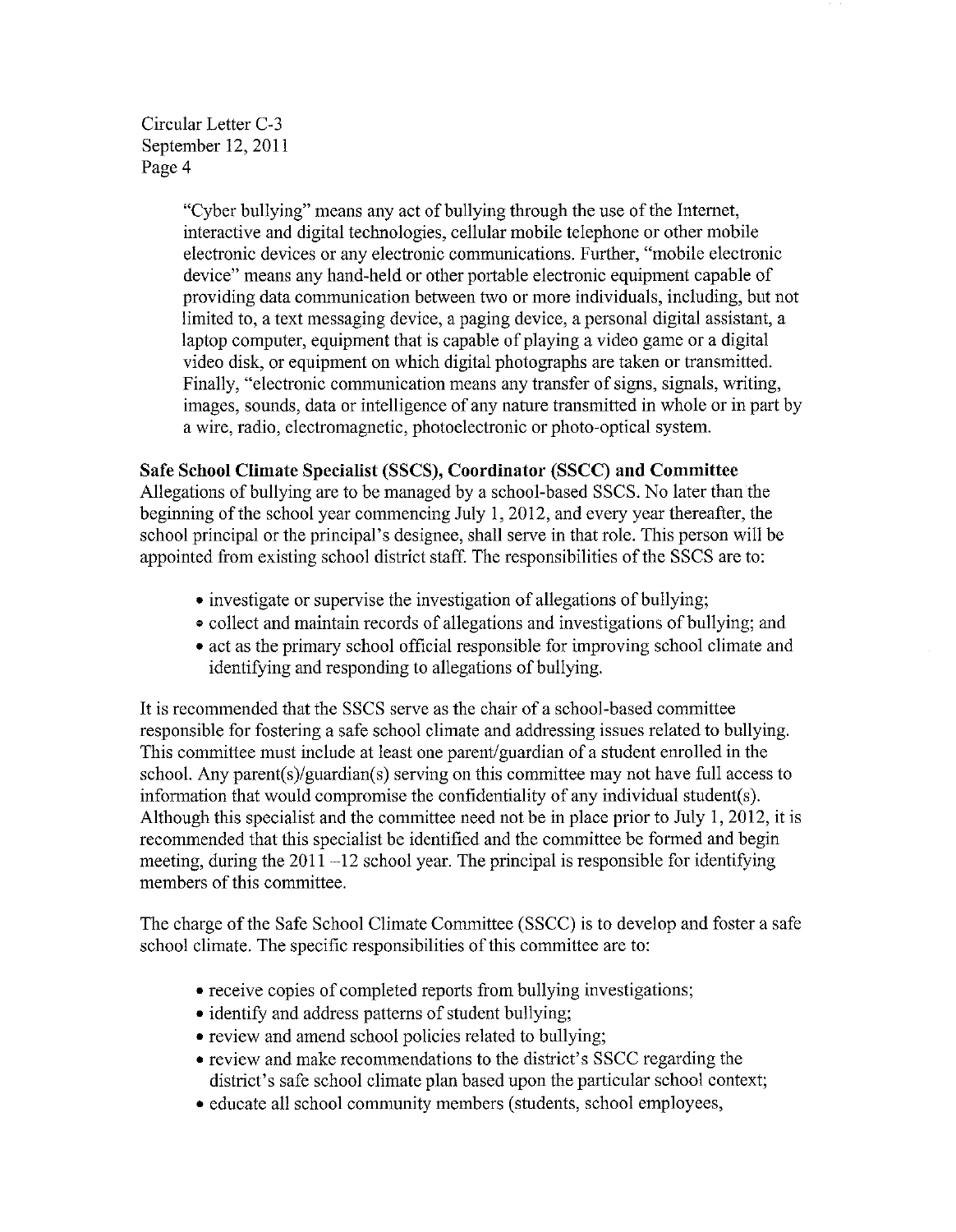"Cyber bullying" means any act of bullying through the use of the Internet, interactive and digital technologies, cellular mobile telephone or other mobile electronic devices or any electronic communications. Further, "mobile electronic device" means any hand-held or other portable electronic equipment capable of providing data communication between two or more individuals, including, but not limited to, a text messaging device, a paging device, a personal digital assistant, a laptop computer, equipment that is capable of playing a video game or a digital video disk, or equipment on which digital photographs are taken or transmitted. Finally, "electronic communication means any transfer of signs, signals, writing, images, sounds, data or intelligence of any nature transmitted in whole or in part by a wire, radio, electromagnetic, photoelectronic or photo-optical system.

**Safe School Climate Specialist (SSCS), Coordinator (SSCC) and Committee**

Allegations of bullying are to be managed by a school-based SSCS. No later than the beginning of the school year commencing July 1, 2012, and every year thereafter, the school principal or the principal's designee, shall serve in that role. This person will be appointed from existing school district staff. The responsibilities of the SSCS are to:

- investigate or supervise the investigation of allegations of bullying;
- collect and maintain records of allegations and investigations of bullying; and
- act as the primary school official responsible for improving school climate and identifying and responding to allegations of bullying.

It is recommended that the SSCS serve as the chair of a school-based committee responsible for fostering a safe school climate and addressing issues related to bullying. This committee must include at least one parent/guardian of a student enrolled in the school. Any parent(s)/guardian(s) serving on this committee may not have full access to information that would compromise the confidentiality of any individual student(s). Although this specialist and the committee need not be in place prior to July 1, 2012, it is recommended that this specialist be identified and the committee be formed and begin meeting, during the 2011 –12 school year. The principal is responsible for identifying members of this committee.

The charge of the Safe School Climate Committee (SSCC) is to develop and foster a safe school climate. The specific responsibilities of this committee are to:

- receive copies of completed reports from bullying investigations;
- identify and address patterns of student bullying;
- review and amend school policies related to bullying;
- review and make recommendations to the district's SSCC regarding the district's safe school climate plan based upon the particular school context;
- educate all school community members (students, school employees,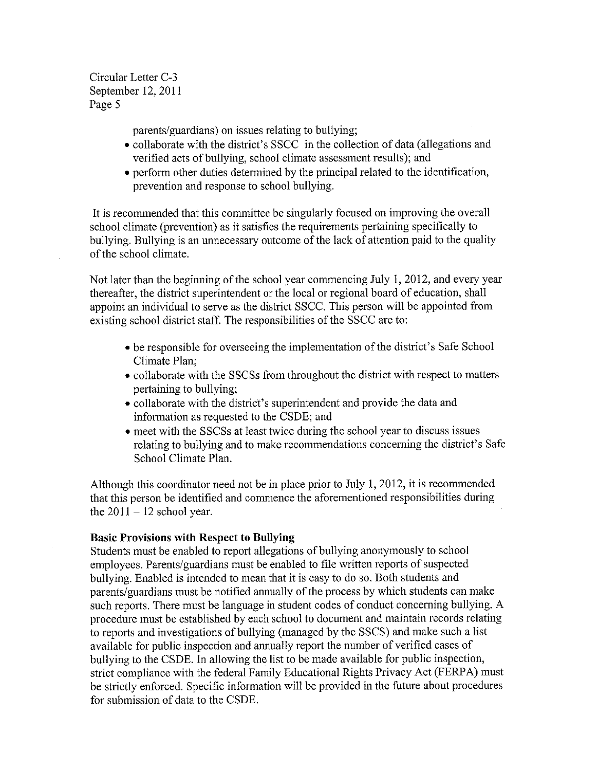parents/guardians) on issues relating to bullying;

- collaborate with the district's SSCC in the collection of data (allegations and verified acts of bullying, school climate assessment results); and
- perform other duties determined by the principal related to the identification, prevention and response to school bullying.

It is recommended that this committee be singularly focused on improving the overall school climate (prevention) as it satisfies the requirements pertaining specifically to bullying. Bullying is an unnecessary outcome of the lack of attention paid to the quality of the school climate.

Not later than the beginning of the school year commencing July 1, 2012, and every year thereafter, the district superintendent or the local or regional board of education, shall appoint an individual to serve as the district SSCC. This person will be appointed from existing school district staff. The responsibilities of the SSCC are to:

- be responsible for overseeing the implementation of the district's Safe School Climate Plan;
- collaborate with the SSCSs from throughout the district with respect to matters pertaining to bullying;
- collaborate with the district's superintendent and provide the data and information as requested to the CSDE; and
- meet with the SSCSs at least twice during the school year to discuss issues relating to bullying and to make recommendations concerning the district's Safe School Climate Plan.

Although this coordinator need not be in place prior to July 1, 2012, it is recommended that this person be identified and commence the aforementioned responsibilities during the 2011 – 12 school year.

**Basic Provisions with Respect to Bullying**

Students must be enabled to report allegations of bullying anonymously to school employees. Parents/guardians must be enabled to file written reports of suspected bullying. Enabled is intended to mean that it is easy to do so. Both students and parents/guardians must be notified annually of the process by which students can make such reports. There must be language in student codes of conduct concerning bullying. A procedure must be established by each school to document and maintain records relating to reports and investigations of bullying (managed by the SSCS) and make such a list available for public inspection and annually report the number of verified cases of bullying to the CSDE. In allowing the list to be made available for public inspection, strict compliance with the federal Family Educational Rights Privacy Act (FERPA) must be strictly enforced. Specific information will be provided in the future about procedures for submission of data to the CSDE.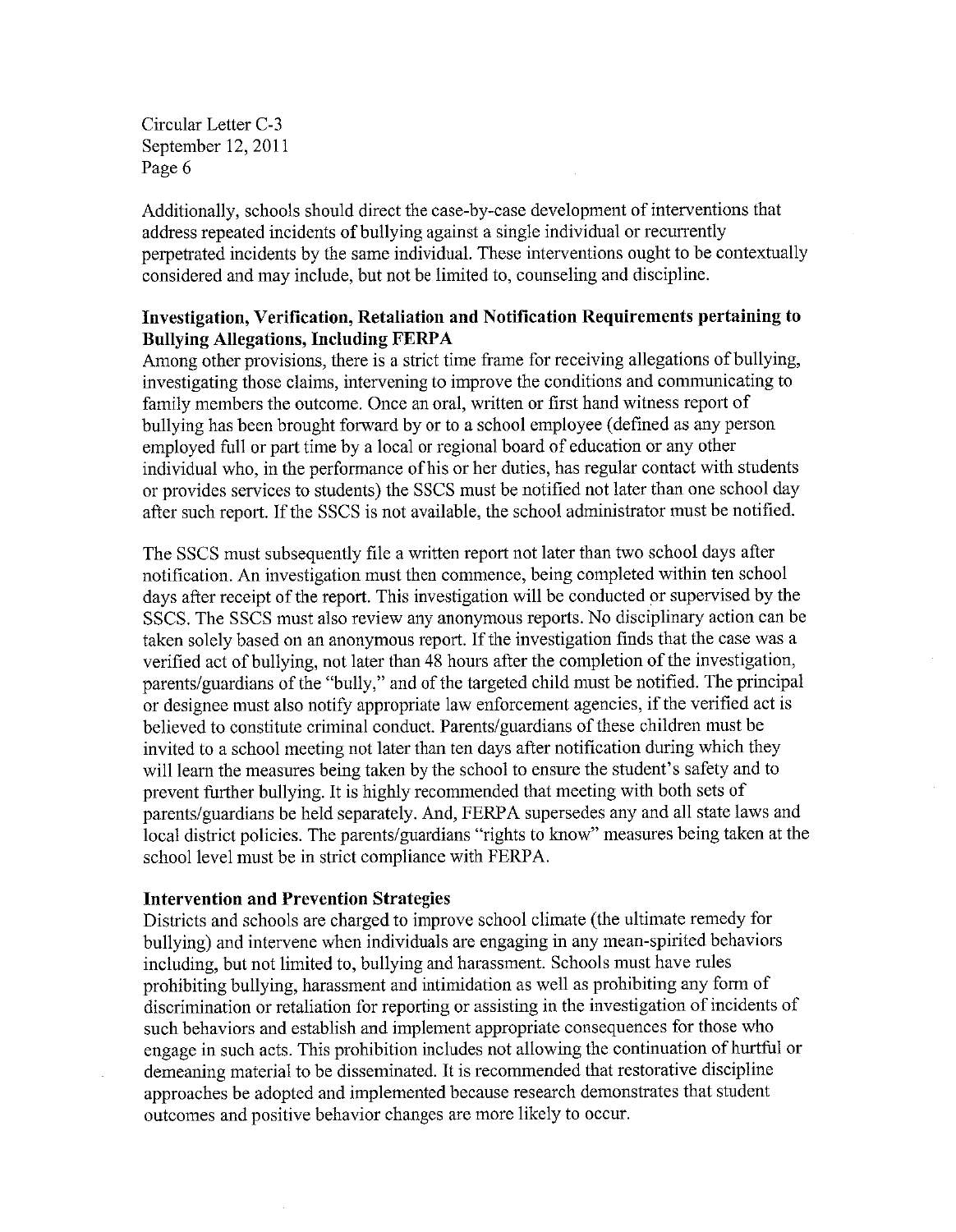Additionally, schools should direct the case-by-case development of interventions that address repeated incidents of bullying against a single individual or recurrently perpetrated incidents by the same individual. These interventions ought to be contextually considered and may include, but not be limited to, counseling and discipline.

**Investigation, Verification, Retaliation and Notification Requirements pertaining to Bullying Allegations, Including FERPA**

Among other provisions, there is a strict time frame for receiving allegations of bullying, investigating those claims, intervening to improve the conditions and communicating to family members the outcome. Once an oral, written or first hand witness report of bullying has been brought forward by or to a school employee (defined as any person employed full or part time by a local or regional board of education or any other individual who, in the performance of his or her duties, has regular contact with students or provides services to students) the SSCS must be notified not later than one school day after such report. If the SSCS is not available, the school administrator must be notified.

The SSCS must subsequently file a written report not later than two school days after notification. An investigation must then commence, being completed within ten school days after receipt of the report. This investigation will be conducted or supervised by the SSCS. The SSCS must also review any anonymous reports. No disciplinary action can be taken solely based on an anonymous report. If the investigation finds that the case was a verified act of bullying, not later than 48 hours after the completion of the investigation, parents/guardians of the "bully," and of the targeted child must be notified. The principal or designee must also notify appropriate law enforcement agencies, if the verified act is believed to constitute criminal conduct. Parents/guardians of these children must be invited to a school meeting not later than ten days after notification during which they will learn the measures being taken by the school to ensure the student's safety and to prevent further bullying. It is highly recommended that meeting with both sets of parents/guardians be held separately. And, FERPA supersedes any and all state laws and local district policies. The parents/guardians "rights to know" measures being taken at the school level must be in strict compliance with FERPA.

**Intervention and Prevention Strategies**

Districts and schools are charged to improve school climate (the ultimate remedy for bullying) and intervene when individuals are engaging in any mean-spirited behaviors including, but not limited to, bullying and harassment. Schools must have rules prohibiting bullying, harassment and intimidation as well as prohibiting any form of discrimination or retaliation for reporting or assisting in the investigation of incidents of such behaviors and establish and implement appropriate consequences for those who engage in such acts. This prohibition includes not allowing the continuation of hurtful or demeaning material to be disseminated. It is recommended that restorative discipline approaches be adopted and implemented because research demonstrates that student outcomes and positive behavior changes are more likely to occur.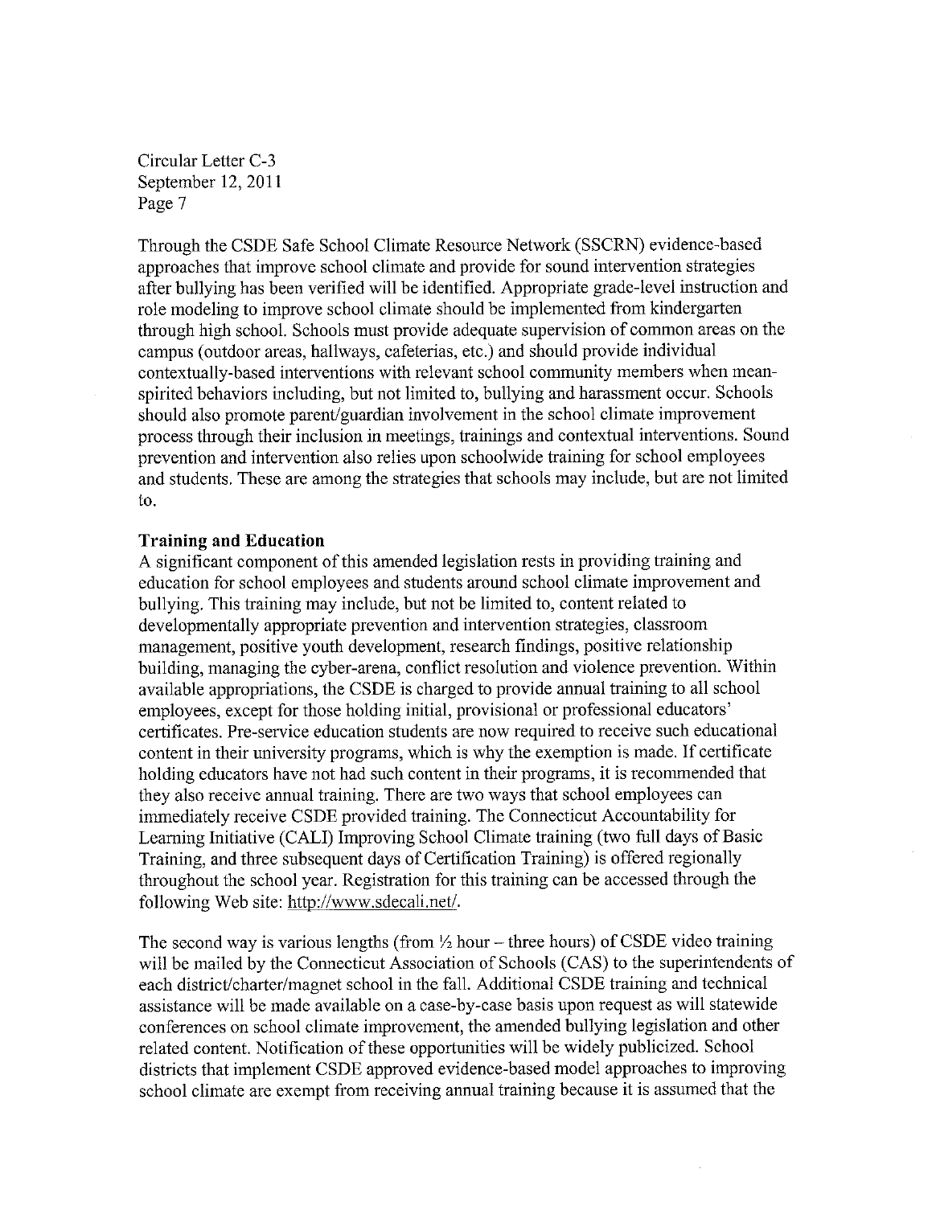Through the CSDE Safe School Climate Resource Network (SSCRN) evidence-based approaches that improve school climate and provide for sound intervention strategies after bullying has been verified will be identified. Appropriate grade-level instruction and role modeling to improve school climate should be implemented from kindergarten through high school. Schools must provide adequate supervision of common areas on the campus (outdoor areas, hallways, cafeterias, etc.) and should provide individual contextually-based interventions with relevant school community members when mean-spirited behaviors including, but not limited to, bullying and harassment occur. Schools should also promote parent/guardian involvement in the school climate improvement process through their inclusion in meetings, trainings and contextual interventions. Sound prevention and intervention also relies upon schoolwide training for school employees and students. These are among the strategies that schools may include, but are not limited to.

**Training and Education**

A significant component of this amended legislation rests in providing training and education for school employees and students around school climate improvement and bullying. This training may include, but not be limited to, content related to developmentally appropriate prevention and intervention strategies, classroom management, positive youth development, research findings, positive relationship building, managing the cyber-arena, conflict resolution and violence prevention. Within available appropriations, the CSDE is charged to provide annual training to all school employees, except for those holding initial, provisional or professional educators' certificates. Pre-service education students are now required to receive such educational content in their university programs, which is why the exemption is made. If certificate holding educators have not had such content in their programs, it is recommended that they also receive annual training. There are two ways that school employees can immediately receive CSDE provided training. The Connecticut Accountability for Learning Initiative (CALI) Improving School Climate training (two full days of Basic Training, and three subsequent days of Certification Training) is offered regionally throughout the school year. Registration for this training can be accessed through the following Web site: http://www.sdecali.net/.

The second way is various lengths (from ½ hour – three hours) of CSDE video training will be mailed by the Connecticut Association of Schools (CAS) to the superintendents of each district/charter/magnet school in the fall. Additional CSDE training and technical assistance will be made available on a case-by-case basis upon request as will statewide conferences on school climate improvement, the amended bullying legislation and other related content. Notification of these opportunities will be widely publicized. School districts that implement CSDE approved evidence-based model approaches to improving school climate are exempt from receiving annual training because it is assumed that the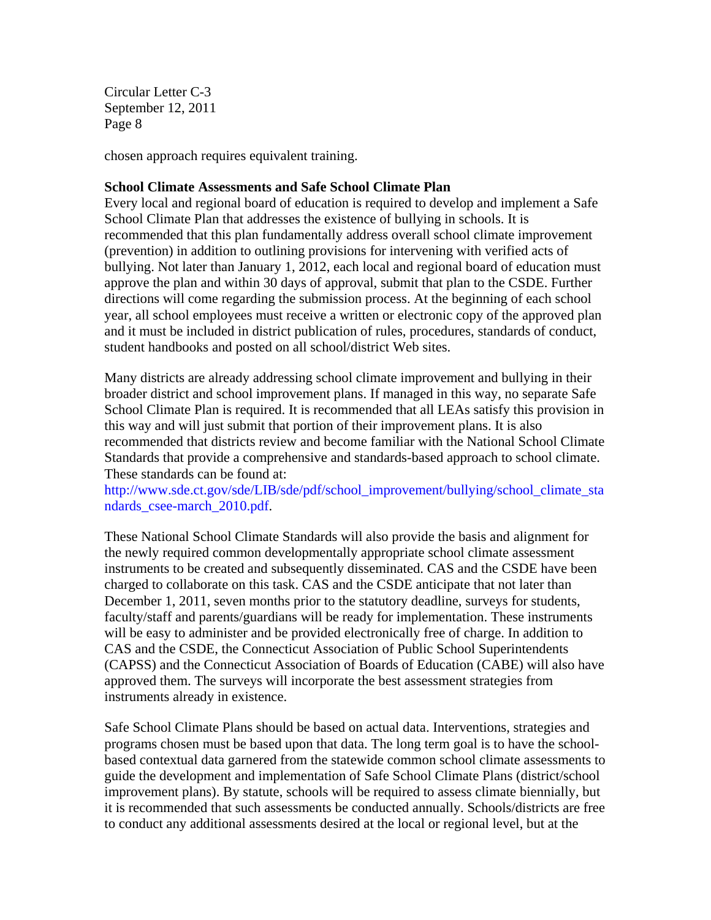chosen approach requires equivalent training.

**School Climate Assessments and Safe School Climate Plan**

Every local and regional board of education is required to develop and implement a Safe School Climate Plan that addresses the existence of bullying in schools. It is recommended that this plan fundamentally address overall school climate improvement (prevention) in addition to outlining provisions for intervening with verified acts of bullying. Not later than January 1, 2012, each local and regional board of education must approve the plan and within 30 days of approval, submit that plan to the CSDE. Further directions will come regarding the submission process. At the beginning of each school year, all school employees must receive a written or electronic copy of the approved plan and it must be included in district publication of rules, procedures, standards of conduct, student handbooks and posted on all school/district Web sites.

Many districts are already addressing school climate improvement and bullying in their broader district and school improvement plans. If managed in this way, no separate Safe School Climate Plan is required. It is recommended that all LEAs satisfy this provision in this way and will just submit that portion of their improvement plans. It is also recommended that districts review and become familiar with the National School Climate Standards that provide a comprehensive and standards-based approach to school climate. These standards can be found at: http://www.sde.ct.gov/sde/LIB/sde/pdf/school_improvement/bullying/school_climate_standards_csee-march_2010.pdf.

These National School Climate Standards will also provide the basis and alignment for the newly required common developmentally appropriate school climate assessment instruments to be created and subsequently disseminated. CAS and the CSDE have been charged to collaborate on this task. CAS and the CSDE anticipate that not later than December 1, 2011, seven months prior to the statutory deadline, surveys for students, faculty/staff and parents/guardians will be ready for implementation. These instruments will be easy to administer and be provided electronically free of charge. In addition to CAS and the CSDE, the Connecticut Association of Public School Superintendents (CAPSS) and the Connecticut Association of Boards of Education (CABE) will also have approved them. The surveys will incorporate the best assessment strategies from instruments already in existence.

Safe School Climate Plans should be based on actual data. Interventions, strategies and programs chosen must be based upon that data. The long term goal is to have the school-based contextual data garnered from the statewide common school climate assessments to guide the development and implementation of Safe School Climate Plans (district/school improvement plans). By statute, schools will be required to assess climate biennially, but it is recommended that such assessments be conducted annually. Schools/districts are free to conduct any additional assessments desired at the local or regional level, but at the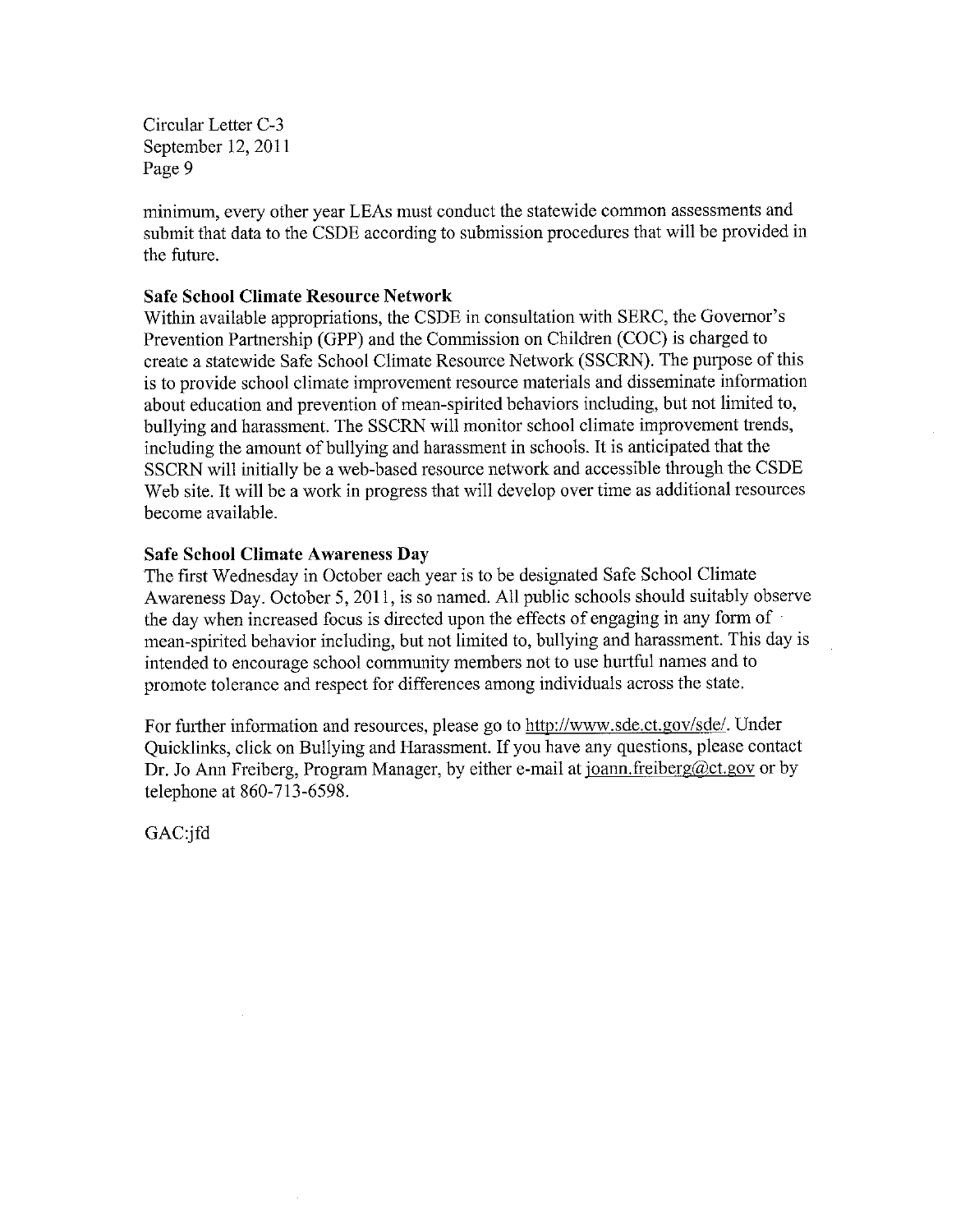minimum, every other year LEAs must conduct the statewide common assessments and submit that data to the CSDE according to submission procedures that will be provided in the future.

**Safe School Climate Resource Network**

Within available appropriations, the CSDE in consultation with SERC, the Governor's Prevention Partnership (GPP) and the Commission on Children (COC) is charged to create a statewide Safe School Climate Resource Network (SSCRN). The purpose of this is to provide school climate improvement resource materials and disseminate information about education and prevention of mean-spirited behaviors including, but not limited to, bullying and harassment. The SSCRN will monitor school climate improvement trends, including the amount of bullying and harassment in schools. It is anticipated that the SSCRN will initially be a web-based resource network and accessible through the CSDE Web site. It will be a work in progress that will develop over time as additional resources become available.

**Safe School Climate Awareness Day**

The first Wednesday in October each year is to be designated Safe School Climate Awareness Day. October 5, 2011, is so named. All public schools should suitably observe the day when increased focus is directed upon the effects of engaging in any form of mean-spirited behavior including, but not limited to, bullying and harassment. This day is intended to encourage school community members not to use hurtful names and to promote tolerance and respect for differences among individuals across the state.

For further information and resources, please go to http://www.sde.ct.gov/sde/. Under Quicklinks, click on Bullying and Harassment. If you have any questions, please contact Dr. Jo Ann Freiberg, Program Manager, by either e-mail at joann.freiberg@ct.gov or by telephone at 860-713-6598.

GAC:jfd